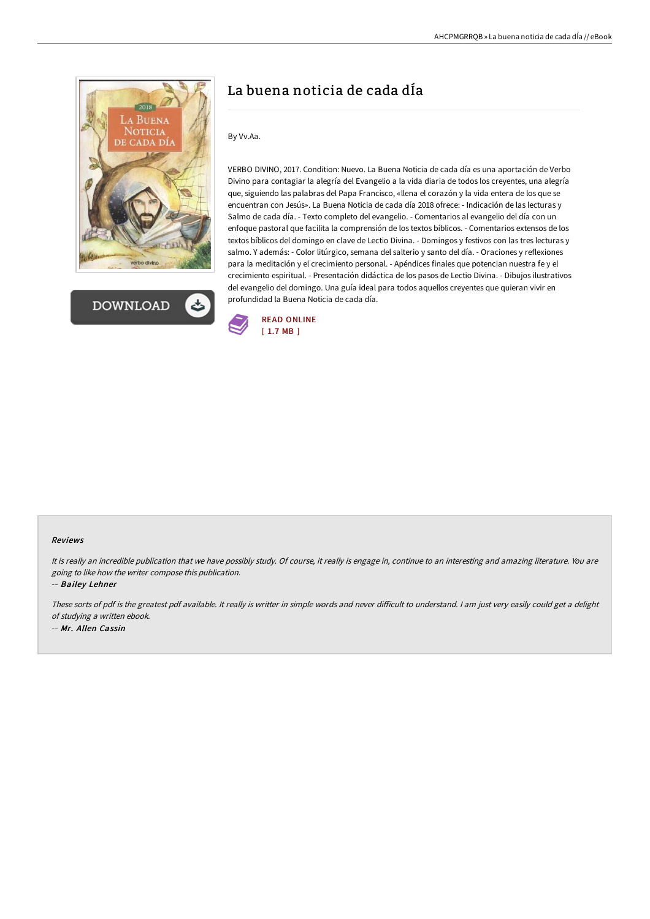# La buena noticia de cada dÍa

By Vv.Aa.

VERBO DIVINO, 2017. Condition: Nuevo. La Buena Noticia de cada día es una aportación de Verbo Divino para contagiar la alegría del Evangelio a la vida diaria de todos los creyentes, una alegría que, siguiendo las palabras del Papa Francisco, «llena el corazón y la vida entera de los que se encuentran con Jesús». La Buena Noticia de cada día 2018 ofrece: - Indicación de las lecturas y Salmo de cada día. - Texto completo del evangelio. - Comentarios al evangelio del día con un enfoque pastoral que facilita la comprensión de los textos bíblicos. - Comentarios extensos de los textos bíblicos del domingo en clave de Lectio Divina. - Domingos y festivos con las tres lecturas y salmo. Y además: - Color litúrgico, semana del salterio y santo del día. - Oraciones y reflexiones para la meditación y el crecimiento personal. - Apéndices finales que potencian nuestra fe y el crecimiento espiritual. - Presentación didáctica de los pasos de Lectio Divina. - Dibujos ilustrativos del evangelio del domingo. Una guía ideal para todos aquellos creyentes que quieran vivir en profundidad la Buena Noticia de cada día.

READ ONLINE
[ 1.7 MB ]

### Reviews

*It is really an incredible publication that we have possibly study. Of course, it really is engage in, continue to an interesting and amazing literature. You are going to like how the writer compose this publication.*

*-- Bailey Lehner*

*These sorts of pdf is the greatest pdf available. It really is writter in simple words and never difficult to understand. I am just very easily could get a delight of studying a written ebook.*

*-- Mr. Allen Cassin*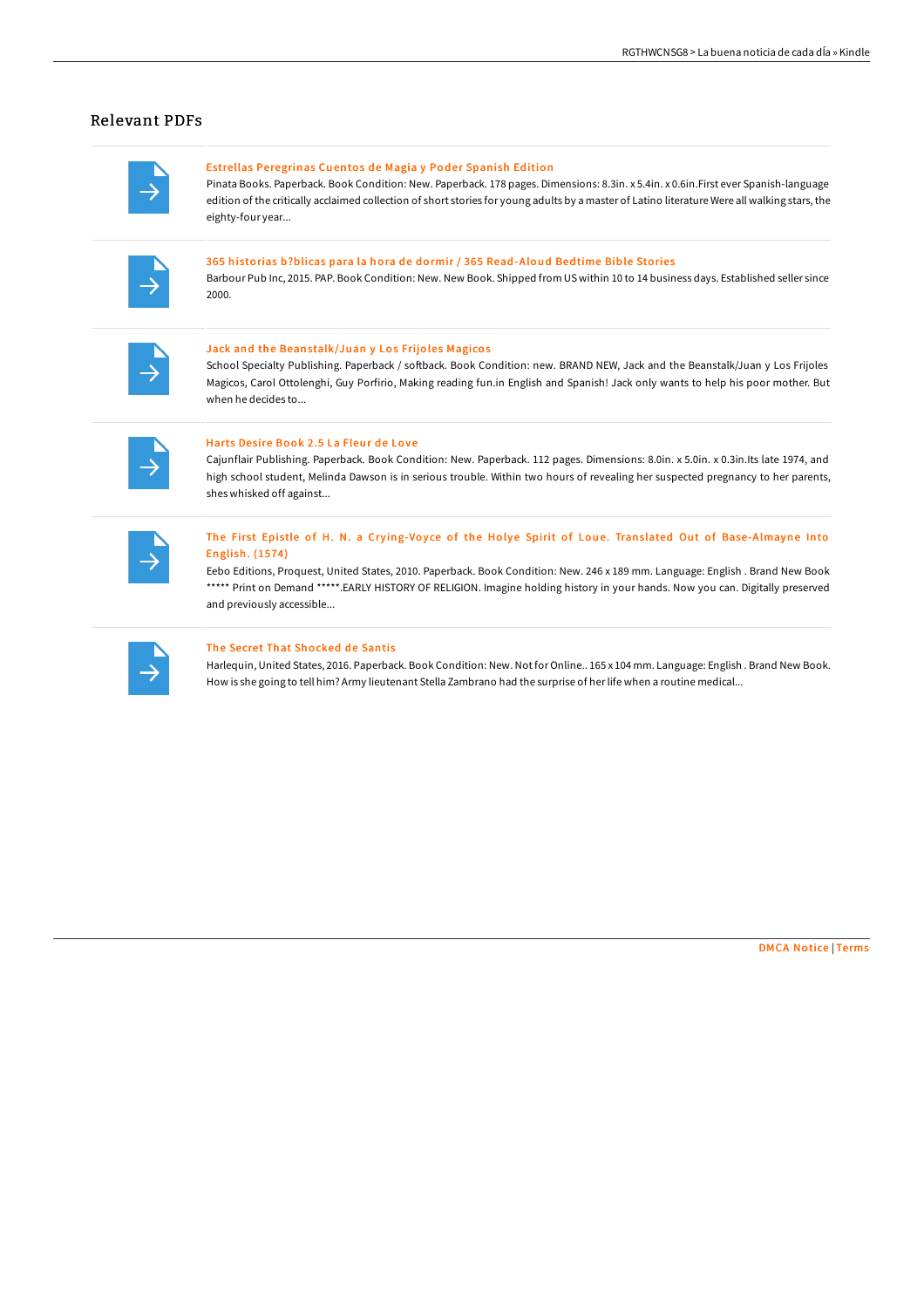## Relevant PDFs

### Estrellas Peregrinas Cuentos de Magia y Poder Spanish Edition

Pinata Books. Paperback. Book Condition: New. Paperback. 178 pages. Dimensions: 8.3in. x 5.4in. x 0.6in.First ever Spanish-language edition of the critically acclaimed collection of short stories for young adults by a master of Latino literature Were all walking stars, the eighty-four year...

### 365 historias b?blicas para la hora de dormir / 365 Read-Aloud Bedtime Bible Stories

Barbour Pub Inc, 2015. PAP. Book Condition: New. New Book. Shipped from US within 10 to 14 business days. Established seller since 2000.

### Jack and the Beanstalk/Juan y Los Frijoles Magicos

School Specialty Publishing. Paperback / softback. Book Condition: new. BRAND NEW, Jack and the Beanstalk/Juan y Los Frijoles Magicos, Carol Ottolenghi, Guy Porfirio, Making reading fun.in English and Spanish! Jack only wants to help his poor mother. But when he decides to...

### Harts Desire Book 2.5 La Fleur de Love

Cajunflair Publishing. Paperback. Book Condition: New. Paperback. 112 pages. Dimensions: 8.0in. x 5.0in. x 0.3in.Its late 1974, and high school student, Melinda Dawson is in serious trouble. Within two hours of revealing her suspected pregnancy to her parents, shes whisked off against...

### The First Epistle of H. N. a Crying-Voyce of the Holye Spirit of Loue. Translated Out of Base-Almayne Into English. (1574)

Eebo Editions, Proquest, United States, 2010. Paperback. Book Condition: New. 246 x 189 mm. Language: English . Brand New Book ***** Print on Demand *****.EARLY HISTORY OF RELIGION. Imagine holding history in your hands. Now you can. Digitally preserved and previously accessible...

### The Secret That Shocked de Santis

Harlequin, United States, 2016. Paperback. Book Condition: New. Not for Online.. 165 x 104 mm. Language: English . Brand New Book. How is she going to tell him? Army lieutenant Stella Zambrano had the surprise of her life when a routine medical...